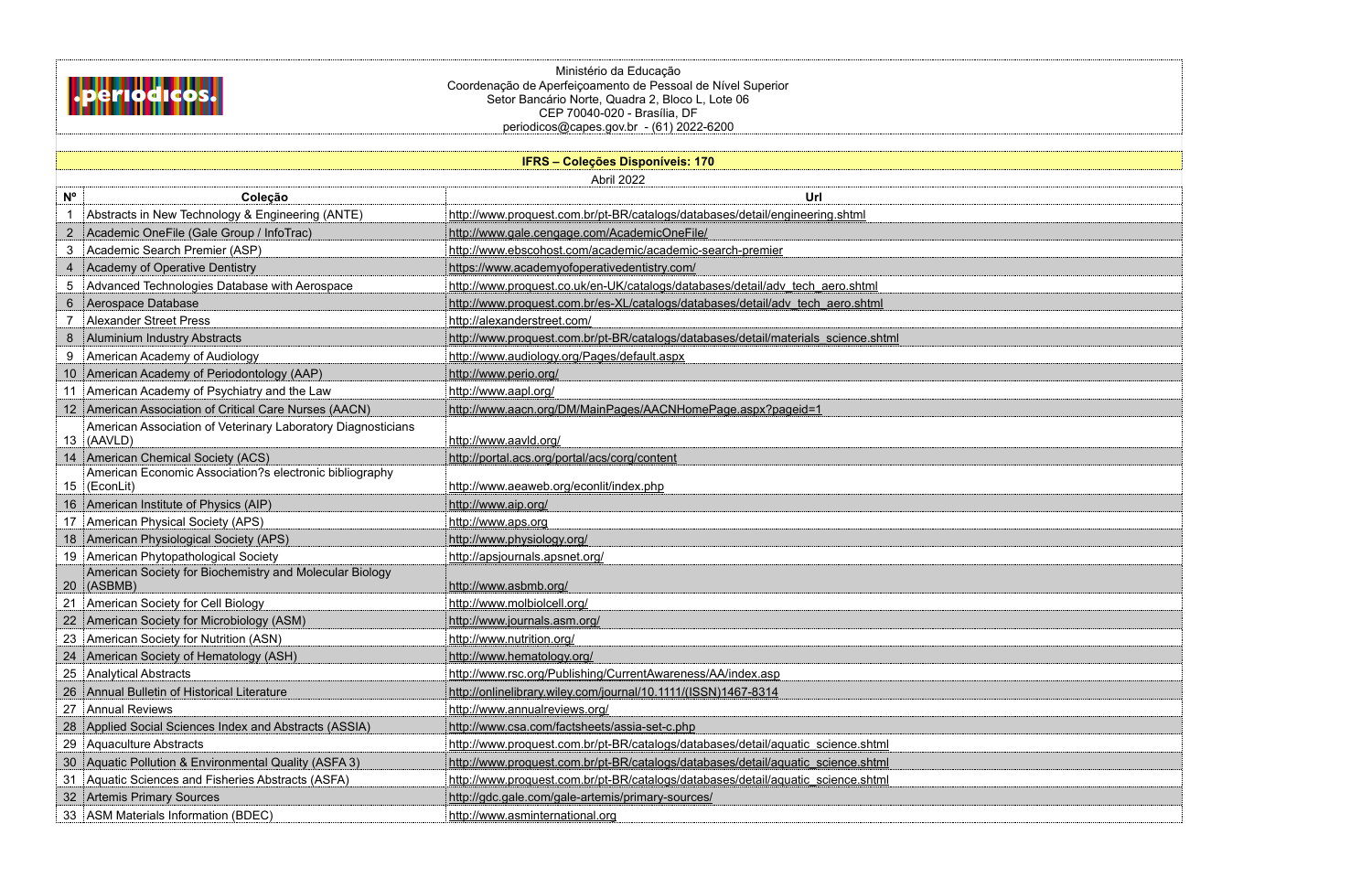.periodicos.

Ministério da Educação
Coordenação de Aperfeiçoamento de Pessoal de Nível Superior
Setor Bancário Norte, Quadra 2, Bloco L, Lote 06
CEP 70040-020 - Brasília, DF
periodicos@capes.gov.br - (61) 2022-6200

## IFRS – Coleções Disponíveis: 170

Abril 2022

| Nº | Coleção | Url |
|---|---|---|
| 1 | Abstracts in New Technology & Engineering (ANTE) | http://www.proquest.com.br/pt-BR/catalogs/databases/detail/engineering.shtml |
| 2 | Academic OneFile (Gale Group / InfoTrac) | http://www.gale.cengage.com/AcademicOneFile/ |
| 3 | Academic Search Premier (ASP) | http://www.ebscohost.com/academic/academic-search-premier |
| 4 | Academy of Operative Dentistry | https://www.academyofoperativedentistry.com/ |
| 5 | Advanced Technologies Database with Aerospace | http://www.proquest.co.uk/en-UK/catalogs/databases/detail/adv_tech_aero.shtml |
| 6 | Aerospace Database | http://www.proquest.com.br/es-XL/catalogs/databases/detail/adv_tech_aero.shtml |
| 7 | Alexander Street Press | http://alexanderstreet.com/ |
| 8 | Aluminium Industry Abstracts | http://www.proquest.com.br/pt-BR/catalogs/databases/detail/materials_science.shtml |
| 9 | American Academy of Audiology | http://www.audiology.org/Pages/default.aspx |
| 10 | American Academy of Periodontology (AAP) | http://www.perio.org/ |
| 11 | American Academy of Psychiatry and the Law | http://www.aapl.org/ |
| 12 | American Association of Critical Care Nurses (AACN) | http://www.aacn.org/DM/MainPages/AACNHomePage.aspx?pageid=1 |
| 13 | American Association of Veterinary Laboratory Diagnosticians (AAVLD) | http://www.aavld.org/ |
| 14 | American Chemical Society (ACS) | http://portal.acs.org/portal/acs/corg/content |
| 15 | American Economic Association?s electronic bibliography (EconLit) | http://www.aeaweb.org/econlit/index.php |
| 16 | American Institute of Physics (AIP) | http://www.aip.org/ |
| 17 | American Physical Society (APS) | http://www.aps.org |
| 18 | American Physiological Society (APS) | http://www.physiology.org/ |
| 19 | American Phytopathological Society | http://apsjournals.apsnet.org/ |
| 20 | American Society for Biochemistry and Molecular Biology (ASBMB) | http://www.asbmb.org/ |
| 21 | American Society for Cell Biology | http://www.molbiolcell.org/ |
| 22 | American Society for Microbiology (ASM) | http://www.journals.asm.org/ |
| 23 | American Society for Nutrition (ASN) | http://www.nutrition.org/ |
| 24 | American Society of Hematology (ASH) | http://www.hematology.org/ |
| 25 | Analytical Abstracts | http://www.rsc.org/Publishing/CurrentAwareness/AA/index.asp |
| 26 | Annual Bulletin of Historical Literature | http://onlinelibrary.wiley.com/journal/10.1111/(ISSN)1467-8314 |
| 27 | Annual Reviews | http://www.annualreviews.org/ |
| 28 | Applied Social Sciences Index and Abstracts (ASSIA) | http://www.csa.com/factsheets/assia-set-c.php |
| 29 | Aquaculture Abstracts | http://www.proquest.com.br/pt-BR/catalogs/databases/detail/aquatic_science.shtml |
| 30 | Aquatic Pollution & Environmental Quality (ASFA 3) | http://www.proquest.com.br/pt-BR/catalogs/databases/detail/aquatic_science.shtml |
| 31 | Aquatic Sciences and Fisheries Abstracts (ASFA) | http://www.proquest.com.br/pt-BR/catalogs/databases/detail/aquatic_science.shtml |
| 32 | Artemis Primary Sources | http://gdc.gale.com/gale-artemis/primary-sources/ |
| 33 | ASM Materials Information (BDEC) | http://www.asminternational.org |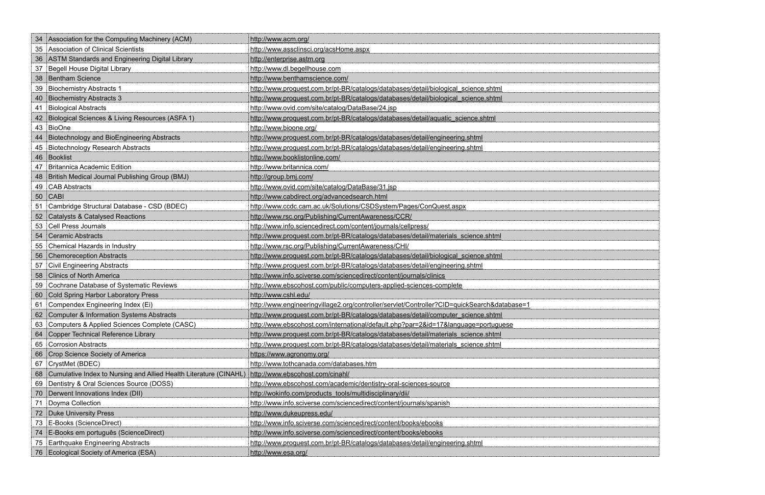| | | |
|---|---|---|
| 34 | Association for the Computing Machinery (ACM) | http://www.acm.org/ |
| 35 | Association of Clinical Scientists | http://www.assclinsci.org/acsHome.aspx |
| 36 | ASTM Standards and Engineering Digital Library | http://enterprise.astm.org |
| 37 | Begell House Digital Library | http://www.dl.begellhouse.com |
| 38 | Bentham Science | http://www.benthamscience.com/ |
| 39 | Biochemistry Abstracts 1 | http://www.proquest.com.br/pt-BR/catalogs/databases/detail/biological_science.shtml |
| 40 | Biochemistry Abstracts 3 | http://www.proquest.com.br/pt-BR/catalogs/databases/detail/biological_science.shtml |
| 41 | Biological Abstracts | http://www.ovid.com/site/catalog/DataBase/24.jsp |
| 42 | Biological Sciences & Living Resources (ASFA 1) | http://www.proquest.com.br/pt-BR/catalogs/databases/detail/aquatic_science.shtml |
| 43 | BioOne | http://www.bioone.org/ |
| 44 | Biotechnology and BioEngineering Abstracts | http://www.proquest.com.br/pt-BR/catalogs/databases/detail/engineering.shtml |
| 45 | Biotechnology Research Abstracts | http://www.proquest.com.br/pt-BR/catalogs/databases/detail/engineering.shtml |
| 46 | Booklist | http://www.booklistonline.com/ |
| 47 | Britannica Academic Edition | http://www.britannica.com/ |
| 48 | British Medical Journal Publishing Group (BMJ) | http://group.bmj.com/ |
| 49 | CAB Abstracts | http://www.ovid.com/site/catalog/DataBase/31.jsp |
| 50 | CABI | http://www.cabdirect.org/advancedsearch.html |
| 51 | Cambridge Structural Database - CSD (BDEC) | http://www.ccdc.cam.ac.uk/Solutions/CSDSystem/Pages/ConQuest.aspx |
| 52 | Catalysts & Catalysed Reactions | http://www.rsc.org/Publishing/CurrentAwareness/CCR/ |
| 53 | Cell Press Journals | http://www.info.sciencedirect.com/content/journals/cellpress/ |
| 54 | Ceramic Abstracts | http://www.proquest.com.br/pt-BR/catalogs/databases/detail/materials_science.shtml |
| 55 | Chemical Hazards in Industry | http://www.rsc.org/Publishing/CurrentAwareness/CHI/ |
| 56 | Chemoreception Abstracts | http://www.proquest.com.br/pt-BR/catalogs/databases/detail/biological_science.shtml |
| 57 | Civil Engineering Abstracts | http://www.proquest.com.br/pt-BR/catalogs/databases/detail/engineering.shtml |
| 58 | Clinics of North America | http://www.info.sciverse.com/sciencedirect/content/journals/clinics |
| 59 | Cochrane Database of Systematic Reviews | http://www.ebscohost.com/public/computers-applied-sciences-complete |
| 60 | Cold Spring Harbor Laboratory Press | http://www.cshl.edu/ |
| 61 | Compendex Engineering Index (Ei) | http://www.engineeringvillage2.org/controller/servlet/Controller?CID=quickSearch&database=1 |
| 62 | Computer & Information Systems Abstracts | http://www.proquest.com.br/pt-BR/catalogs/databases/detail/computer_science.shtml |
| 63 | Computers & Applied Sciences Complete (CASC) | http://www.ebscohost.com/international/default.php?par=2&id=17&language=portuguese |
| 64 | Copper Technical Reference Library | http://www.proquest.com.br/pt-BR/catalogs/databases/detail/materials_science.shtml |
| 65 | Corrosion Abstracts | http://www.proquest.com.br/pt-BR/catalogs/databases/detail/materials_science.shtml |
| 66 | Crop Science Society of America | https://www.agronomy.org/ |
| 67 | CrystMet (BDEC) | http://www.tothcanada.com/databases.htm |
| 68 | Cumulative Index to Nursing and Allied Health Literature (CINAHL) | http://www.ebscohost.com/cinahl/ |
| 69 | Dentistry & Oral Sciences Source (DOSS) | http://www.ebscohost.com/academic/dentistry-oral-sciences-source |
| 70 | Derwent Innovations Index (DII) | http://wokinfo.com/products_tools/multidisciplinary/dii/ |
| 71 | Doyma Collection | http://www.info.sciverse.com/sciencedirect/content/journals/spanish |
| 72 | Duke University Press | http://www.dukeupress.edu/ |
| 73 | E-Books (ScienceDirect) | http://www.info.sciverse.com/sciencedirect/content/books/ebooks |
| 74 | E-Books em português (ScienceDirect) | http://www.info.sciverse.com/sciencedirect/content/books/ebooks |
| 75 | Earthquake Engineering Abstracts | http://www.proquest.com.br/pt-BR/catalogs/databases/detail/engineering.shtml |
| 76 | Ecological Society of America (ESA) | http://www.esa.org/ |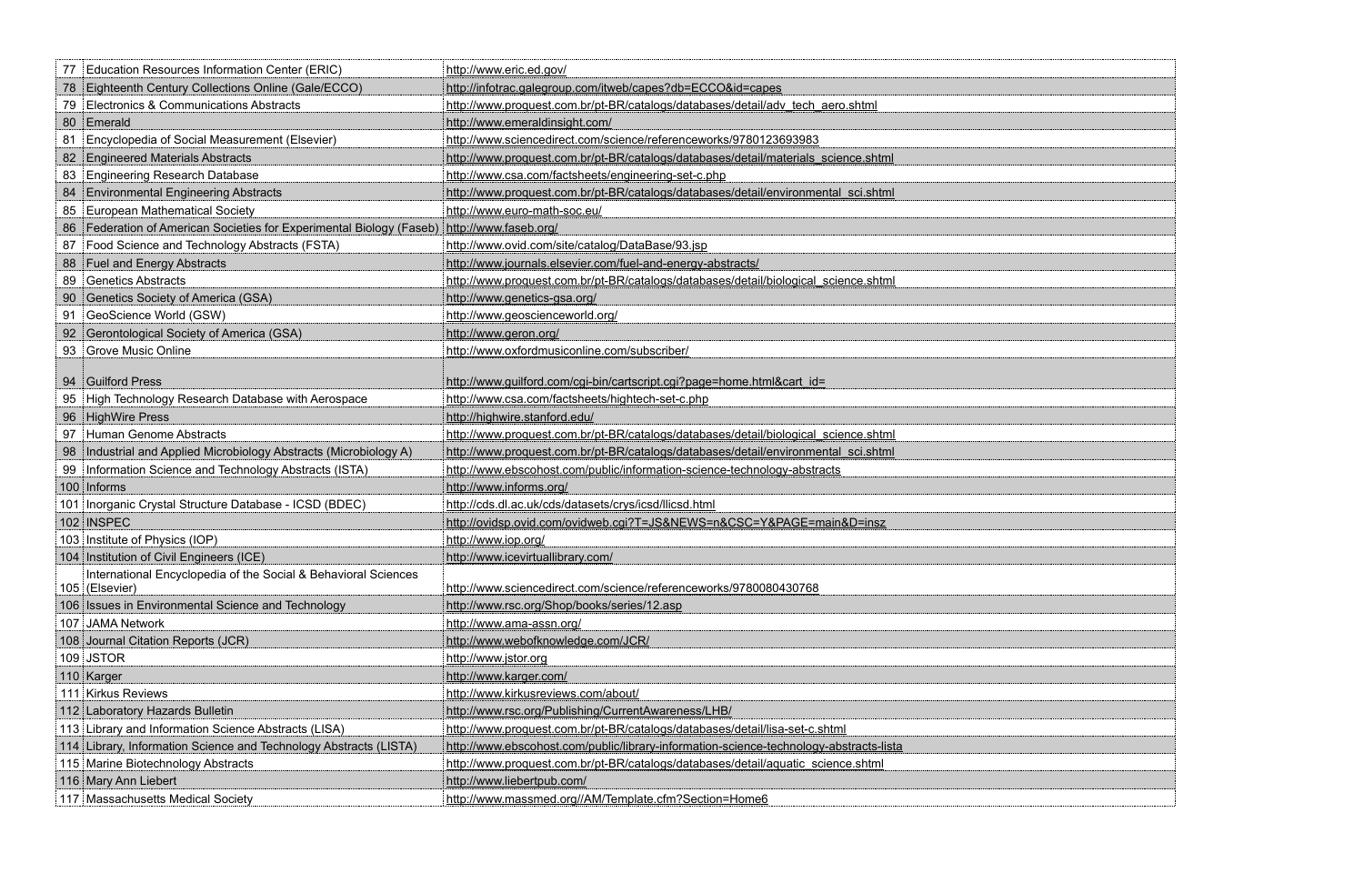| | | |
|---|---|---|
| 77 | Education Resources Information Center (ERIC) | http://www.eric.ed.gov/ |
| 78 | Eighteenth Century Collections Online (Gale/ECCO) | http://infotrac.galegroup.com/itweb/capes?db=ECCO&id=capes |
| 79 | Electronics & Communications Abstracts | http://www.proquest.com.br/pt-BR/catalogs/databases/detail/adv_tech_aero.shtml |
| 80 | Emerald | http://www.emeraldinsight.com/ |
| 81 | Encyclopedia of Social Measurement (Elsevier) | http://www.sciencedirect.com/science/referenceworks/9780123693983 |
| 82 | Engineered Materials Abstracts | http://www.proquest.com.br/pt-BR/catalogs/databases/detail/materials_science.shtml |
| 83 | Engineering Research Database | http://www.csa.com/factsheets/engineering-set-c.php |
| 84 | Environmental Engineering Abstracts | http://www.proquest.com.br/pt-BR/catalogs/databases/detail/environmental_sci.shtml |
| 85 | European Mathematical Society | http://www.euro-math-soc.eu/ |
| 86 | Federation of American Societies for Experimental Biology (Faseb) | http://www.faseb.org/ |
| 87 | Food Science and Technology Abstracts (FSTA) | http://www.ovid.com/site/catalog/DataBase/93.jsp |
| 88 | Fuel and Energy Abstracts | http://www.journals.elsevier.com/fuel-and-energy-abstracts/ |
| 89 | Genetics Abstracts | http://www.proquest.com.br/pt-BR/catalogs/databases/detail/biological_science.shtml |
| 90 | Genetics Society of America (GSA) | http://www.genetics-gsa.org/ |
| 91 | GeoScience World (GSW) | http://www.geoscienceworld.org/ |
| 92 | Gerontological Society of America (GSA) | http://www.geron.org/ |
| 93 | Grove Music Online | http://www.oxfordmusiconline.com/subscriber/ |
| 94 | Guilford Press | http://www.guilford.com/cgi-bin/cartscript.cgi?page=home.html&cart_id= |
| 95 | High Technology Research Database with Aerospace | http://www.csa.com/factsheets/hightech-set-c.php |
| 96 | HighWire Press | http://highwire.stanford.edu/ |
| 97 | Human Genome Abstracts | http://www.proquest.com.br/pt-BR/catalogs/databases/detail/biological_science.shtml |
| 98 | Industrial and Applied Microbiology Abstracts (Microbiology A) | http://www.proquest.com.br/pt-BR/catalogs/databases/detail/environmental_sci.shtml |
| 99 | Information Science and Technology Abstracts (ISTA) | http://www.ebscohost.com/public/information-science-technology-abstracts |
| 100 | Informs | http://www.informs.org/ |
| 101 | Inorganic Crystal Structure Database - ICSD (BDEC) | http://cds.dl.ac.uk/cds/datasets/crys/icsd/llicsd.html |
| 102 | INSPEC | http://ovidsp.ovid.com/ovidweb.cgi?T=JS&NEWS=n&CSC=Y&PAGE=main&D=insz |
| 103 | Institute of Physics (IOP) | http://www.iop.org/ |
| 104 | Institution of Civil Engineers (ICE) | http://www.icevirtuallibrary.com/ |
| 105 | International Encyclopedia of the Social & Behavioral Sciences (Elsevier) | http://www.sciencedirect.com/science/referenceworks/9780080430768 |
| 106 | Issues in Environmental Science and Technology | http://www.rsc.org/Shop/books/series/12.asp |
| 107 | JAMA Network | http://www.ama-assn.org/ |
| 108 | Journal Citation Reports (JCR) | http://www.webofknowledge.com/JCR/ |
| 109 | JSTOR | http://www.jstor.org |
| 110 | Karger | http://www.karger.com/ |
| 111 | Kirkus Reviews | http://www.kirkusreviews.com/about/ |
| 112 | Laboratory Hazards Bulletin | http://www.rsc.org/Publishing/CurrentAwareness/LHB/ |
| 113 | Library and Information Science Abstracts (LISA) | http://www.proquest.com.br/pt-BR/catalogs/databases/detail/lisa-set-c.shtml |
| 114 | Library, Information Science and Technology Abstracts (LISTA) | http://www.ebscohost.com/public/library-information-science-technology-abstracts-lista |
| 115 | Marine Biotechnology Abstracts | http://www.proquest.com.br/pt-BR/catalogs/databases/detail/aquatic_science.shtml |
| 116 | Mary Ann Liebert | http://www.liebertpub.com/ |
| 117 | Massachusetts Medical Society | http://www.massmed.org//AM/Template.cfm?Section=Home6 |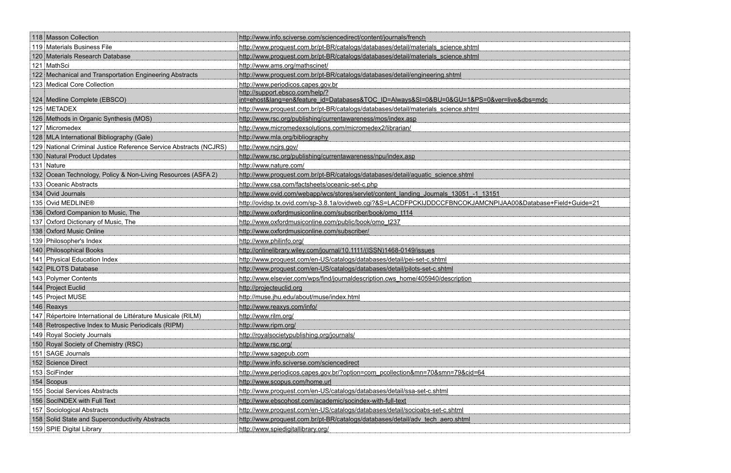| | | |
|---|---|---|
| 118 | Masson Collection | http://www.info.sciverse.com/sciencedirect/content/journals/french |
| 119 | Materials Business File | http://www.proquest.com.br/pt-BR/catalogs/databases/detail/materials_science.shtml |
| 120 | Materials Research Database | http://www.proquest.com.br/pt-BR/catalogs/databases/detail/materials_science.shtml |
| 121 | MathSci | http://www.ams.org/mathscinet/ |
| 122 | Mechanical and Transportation Engineering Abstracts | http://www.proquest.com.br/pt-BR/catalogs/databases/detail/engineering.shtml |
| 123 | Medical Core Collection | http://www.periodicos.capes.gov.br |
| 124 | Medline Complete (EBSCO) | http://support.ebsco.com/help/?int=ehost&lang=en&feature_id=Databases&TOC_ID=Always&SI=0&BU=0&GU=1&PS=0&ver=live&dbs=mdc |
| 125 | METADEX | http://www.proquest.com.br/pt-BR/catalogs/databases/detail/materials_science.shtml |
| 126 | Methods in Organic Synthesis (MOS) | http://www.rsc.org/publishing/currentawareness/mos/index.asp |
| 127 | Micromedex | http://www.micromedexsolutions.com/micromedex2/librarian/ |
| 128 | MLA International Bibliography (Gale) | http://www.mla.org/bibliography |
| 129 | National Criminal Justice Reference Service Abstracts (NCJRS) | http://www.ncjrs.gov/ |
| 130 | Natural Product Updates | http://www.rsc.org/publishing/currentawareness/npu/index.asp |
| 131 | Nature | http://www.nature.com/ |
| 132 | Ocean Technology, Policy & Non-Living Resources (ASFA 2) | http://www.proquest.com.br/pt-BR/catalogs/databases/detail/aquatic_science.shtml |
| 133 | Oceanic Abstracts | http://www.csa.com/factsheets/oceanic-set-c.php |
| 134 | Ovid Journals | http://www.ovid.com/webapp/wcs/stores/servlet/content_landing_Journals_13051_-1_13151 |
| 135 | Ovid MEDLINE® | http://ovidsp.tx.ovid.com/sp-3.8.1a/ovidweb.cgi?&S=LACDFPCKIJDDCCFBNCOKJAMCNPIJAA00&Database+Field+Guide=21 |
| 136 | Oxford Companion to Music, The | http://www.oxfordmusiconline.com/subscriber/book/omo_t114 |
| 137 | Oxford Dictionary of Music, The | http://www.oxfordmusiconline.com/public/book/omo_t237 |
| 138 | Oxford Music Online | http://www.oxfordmusiconline.com/subscriber/ |
| 139 | Philosopher's Index | http://www.philinfo.org/ |
| 140 | Philosophical Books | http://onlinelibrary.wiley.com/journal/10.1111/(ISSN)1468-0149/issues |
| 141 | Physical Education Index | http://www.proquest.com/en-US/catalogs/databases/detail/pei-set-c.shtml |
| 142 | PILOTS Database | http://www.proquest.com/en-US/catalogs/databases/detail/pilots-set-c.shtml |
| 143 | Polymer Contents | http://www.elsevier.com/wps/find/journaldescription.cws_home/405940/description |
| 144 | Project Euclid | http://projecteuclid.org |
| 145 | Project MUSE | http://muse.jhu.edu/about/muse/index.html |
| 146 | Reaxys | http://www.reaxys.com/info/ |
| 147 | Répertoire International de Littérature Musicale (RILM) | http://www.rilm.org/ |
| 148 | Retrospective Index to Music Periodicals (RIPM) | http://www.ripm.org/ |
| 149 | Royal Society Journals | http://royalsocietypublishing.org/journals/ |
| 150 | Royal Society of Chemistry (RSC) | http://www.rsc.org/ |
| 151 | SAGE Journals | http://www.sagepub.com |
| 152 | Science Direct | http://www.info.sciverse.com/sciencedirect |
| 153 | SciFinder | http://www.periodicos.capes.gov.br/?option=com_pcollection&mn=70&smn=79&cid=64 |
| 154 | Scopus | http://www.scopus.com/home.url |
| 155 | Social Services Abstracts | http://www.proquest.com/en-US/catalogs/databases/detail/ssa-set-c.shtml |
| 156 | SocINDEX with Full Text | http://www.ebscohost.com/academic/socindex-with-full-text |
| 157 | Sociological Abstracts | http://www.proquest.com/en-US/catalogs/databases/detail/socioabs-set-c.shtml |
| 158 | Solid State and Superconductivity Abstracts | http://www.proquest.com.br/pt-BR/catalogs/databases/detail/adv_tech_aero.shtml |
| 159 | SPIE Digital Library | http://www.spiedigitallibrary.org/ |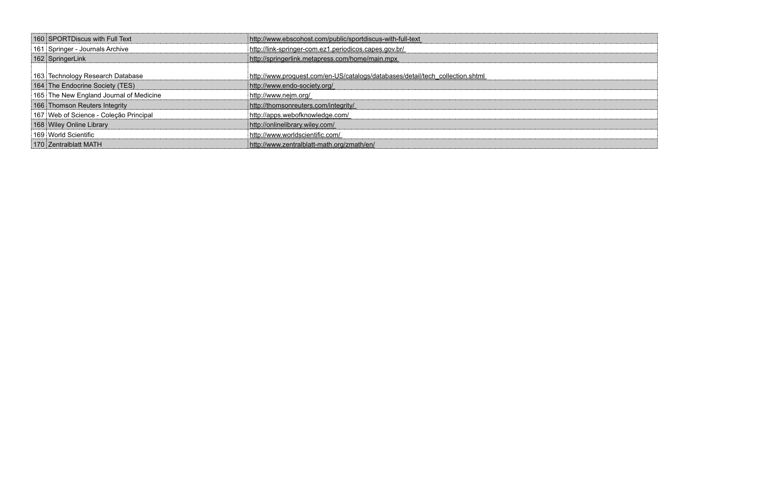| | | |
|---|---|---|
| 160 | SPORTDiscus with Full Text | http://www.ebscohost.com/public/sportdiscus-with-full-text |
| 161 | Springer - Journals Archive | http://link-springer-com.ez1.periodicos.capes.gov.br/ |
| 162 | SpringerLink | http://springerlink.metapress.com/home/main.mpx |
| 163 | Technology Research Database | http://www.proquest.com/en-US/catalogs/databases/detail/tech_collection.shtml |
| 164 | The Endocrine Society (TES) | http://www.endo-society.org/ |
| 165 | The New England Journal of Medicine | http://www.nejm.org/ |
| 166 | Thomson Reuters Integrity | http://thomsonreuters.com/integrity/ |
| 167 | Web of Science - Coleção Principal | http://apps.webofknowledge.com/ |
| 168 | Wiley Online Library | http://onlinelibrary.wiley.com/ |
| 169 | World Scientific | http://www.worldscientific.com/ |
| 170 | Zentralblatt MATH | http://www.zentralblatt-math.org/zmath/en/ |